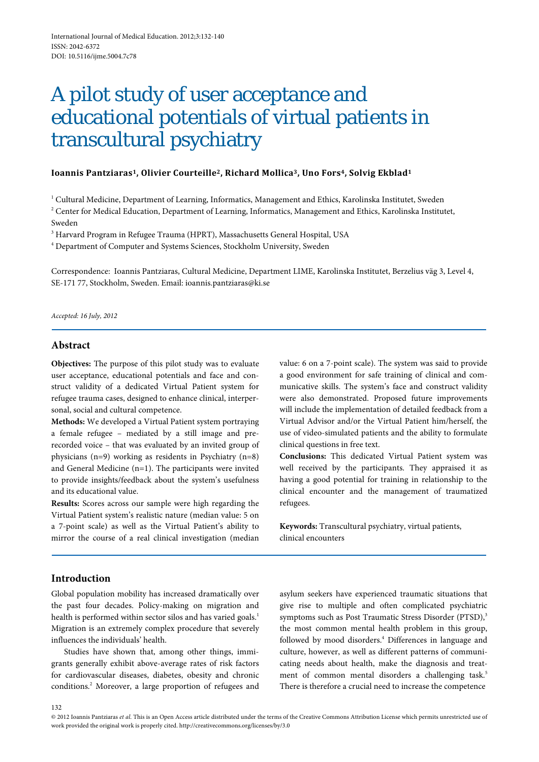# A pilot study of user acceptance and educational potentials of virtual patients in transcultural psychiatry

**Ioannis Pantziaras[1], Olivier Courteille[2], Richard Mollica[3], Uno Fors[4], Solvig Ekblad[1]**

[1] Cultural Medicine, Department of Learning, Informatics, Management and Ethics, Karolinska Institutet, Sweden

[2] Center for Medical Education, Department of Learning, Informatics, Management and Ethics, Karolinska Institutet, Sweden

[3] Harvard Program in Refugee Trauma (HPRT), Massachusetts General Hospital, USA

[4] Department of Computer and Systems Sciences, Stockholm University, Sweden

Correspondence: Ioannis Pantziaras, Cultural Medicine, Department LIME, Karolinska Institutet, Berzelius väg 3, Level 4, SE-171 77, Stockholm, Sweden. Email: ioannis.pantziaras@ki.se

*Accepted: 16 July, 2012*

## Abstract

**Objectives:** The purpose of this pilot study was to evaluate user acceptance, educational potentials and face and construct validity of a dedicated Virtual Patient system for refugee trauma cases, designed to enhance clinical, interpersonal, social and cultural competence.

**Methods:** We developed a Virtual Patient system portraying a female refugee – mediated by a still image and prerecorded voice – that was evaluated by an invited group of physicians (n=9) working as residents in Psychiatry (n=8) and General Medicine (n=1). The participants were invited to provide insights/feedback about the system's usefulness and its educational value.

**Results:** Scores across our sample were high regarding the Virtual Patient system's realistic nature (median value: 5 on a 7-point scale) as well as the Virtual Patient's ability to mirror the course of a real clinical investigation (median value: 6 on a 7-point scale). The system was said to provide a good environment for safe training of clinical and communicative skills. The system's face and construct validity were also demonstrated. Proposed future improvements will include the implementation of detailed feedback from a Virtual Advisor and/or the Virtual Patient him/herself, the use of video-simulated patients and the ability to formulate clinical questions in free text.

**Conclusions:** This dedicated Virtual Patient system was well received by the participants. They appraised it as having a good potential for training in relationship to the clinical encounter and the management of traumatized refugees.

**Keywords:** Transcultural psychiatry, virtual patients, clinical encounters

## Introduction

Global population mobility has increased dramatically over the past four decades. Policy-making on migration and health is performed within sector silos and has varied goals.[1] Migration is an extremely complex procedure that severely influences the individuals' health.

Studies have shown that, among other things, immigrants generally exhibit above-average rates of risk factors for cardiovascular diseases, diabetes, obesity and chronic conditions.[2] Moreover, a large proportion of refugees and asylum seekers have experienced traumatic situations that give rise to multiple and often complicated psychiatric symptoms such as Post Traumatic Stress Disorder (PTSD),[3] the most common mental health problem in this group, followed by mood disorders.[4] Differences in language and culture, however, as well as different patterns of communicating needs about health, make the diagnosis and treatment of common mental disorders a challenging task.[5] There is therefore a crucial need to increase the competence

© 2012 Ioannis Pantziaras *et al.* This is an Open Access article distributed under the terms of the Creative Commons Attribution License which permits unrestricted use of work provided the original work is properly cited. http://creativecommons.org/licenses/by/3.0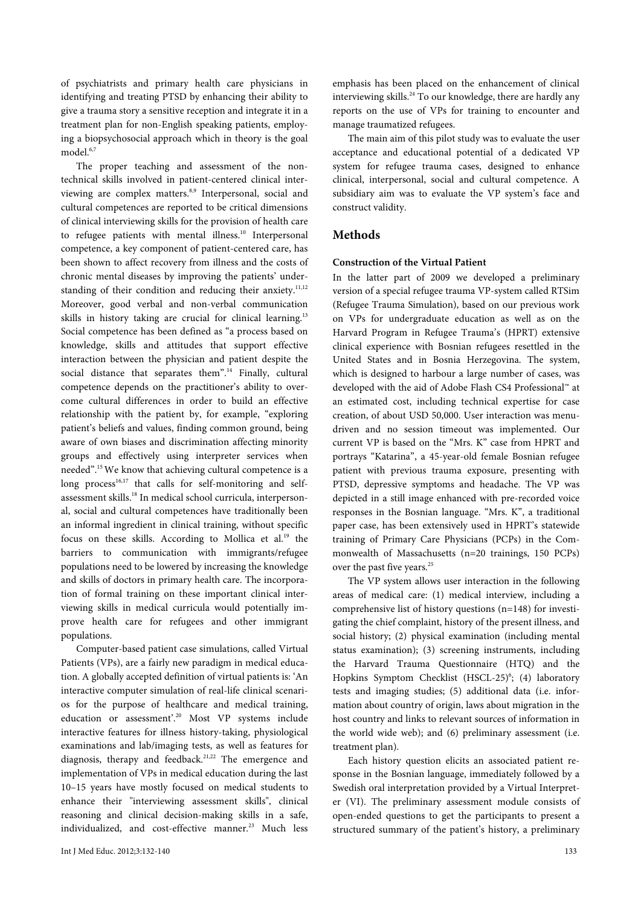of psychiatrists and primary health care physicians in identifying and treating PTSD by enhancing their ability to give a trauma story a sensitive reception and integrate it in a treatment plan for non-English speaking patients, employing a biopsychosocial approach which in theory is the goal model.[6,7]

The proper teaching and assessment of the non-technical skills involved in patient-centered clinical interviewing are complex matters.[8,9] Interpersonal, social and cultural competences are reported to be critical dimensions of clinical interviewing skills for the provision of health care to refugee patients with mental illness.[10] Interpersonal competence, a key component of patient-centered care, has been shown to affect recovery from illness and the costs of chronic mental diseases by improving the patients' understanding of their condition and reducing their anxiety.[11,12] Moreover, good verbal and non-verbal communication skills in history taking are crucial for clinical learning.[13] Social competence has been defined as "a process based on knowledge, skills and attitudes that support effective interaction between the physician and patient despite the social distance that separates them".[14] Finally, cultural competence depends on the practitioner's ability to overcome cultural differences in order to build an effective relationship with the patient by, for example, "exploring patient's beliefs and values, finding common ground, being aware of own biases and discrimination affecting minority groups and effectively using interpreter services when needed".[15] We know that achieving cultural competence is a long process[16,17] that calls for self-monitoring and self-assessment skills.[18] In medical school curricula, interpersonal, social and cultural competences have traditionally been an informal ingredient in clinical training, without specific focus on these skills. According to Mollica et al.[19] the barriers to communication with immigrants/refugee populations need to be lowered by increasing the knowledge and skills of doctors in primary health care. The incorporation of formal training on these important clinical interviewing skills in medical curricula would potentially improve health care for refugees and other immigrant populations.

Computer-based patient case simulations, called Virtual Patients (VPs), are a fairly new paradigm in medical education. A globally accepted definition of virtual patients is: 'An interactive computer simulation of real-life clinical scenarios for the purpose of healthcare and medical training, education or assessment'.[20] Most VP systems include interactive features for illness history-taking, physiological examinations and lab/imaging tests, as well as features for diagnosis, therapy and feedback.[21,22] The emergence and implementation of VPs in medical education during the last 10–15 years have mostly focused on medical students to enhance their "interviewing assessment skills", clinical reasoning and clinical decision-making skills in a safe, individualized, and cost-effective manner.[23] Much less emphasis has been placed on the enhancement of clinical interviewing skills.[24] To our knowledge, there are hardly any reports on the use of VPs for training to encounter and manage traumatized refugees.

The main aim of this pilot study was to evaluate the user acceptance and educational potential of a dedicated VP system for refugee trauma cases, designed to enhance clinical, interpersonal, social and cultural competence. A subsidiary aim was to evaluate the VP system's face and construct validity.

## Methods

### Construction of the Virtual Patient

In the latter part of 2009 we developed a preliminary version of a special refugee trauma VP-system called RTSim (Refugee Trauma Simulation), based on our previous work on VPs for undergraduate education as well as on the Harvard Program in Refugee Trauma's (HPRT) extensive clinical experience with Bosnian refugees resettled in the United States and in Bosnia Herzegovina. The system, which is designed to harbour a large number of cases, was developed with the aid of Adobe Flash CS4 Professional™ at an estimated cost, including technical expertise for case creation, of about USD 50,000. User interaction was menu-driven and no session timeout was implemented. Our current VP is based on the "Mrs. K" case from HPRT and portrays "Katarina", a 45-year-old female Bosnian refugee patient with previous trauma exposure, presenting with PTSD, depressive symptoms and headache. The VP was depicted in a still image enhanced with pre-recorded voice responses in the Bosnian language. "Mrs. K", a traditional paper case, has been extensively used in HPRT's statewide training of Primary Care Physicians (PCPs) in the Commonwealth of Massachusetts (n=20 trainings, 150 PCPs) over the past five years.[25]

The VP system allows user interaction in the following areas of medical care: (1) medical interview, including a comprehensive list of history questions (n=148) for investigating the chief complaint, history of the present illness, and social history; (2) physical examination (including mental status examination); (3) screening instruments, including the Harvard Trauma Questionnaire (HTQ) and the Hopkins Symptom Checklist (HSCL-25)[6]; (4) laboratory tests and imaging studies; (5) additional data (i.e. information about country of origin, laws about migration in the host country and links to relevant sources of information in the world wide web); and (6) preliminary assessment (i.e. treatment plan).

Each history question elicits an associated patient response in the Bosnian language, immediately followed by a Swedish oral interpretation provided by a Virtual Interpreter (VI). The preliminary assessment module consists of open-ended questions to get the participants to present a structured summary of the patient's history, a preliminary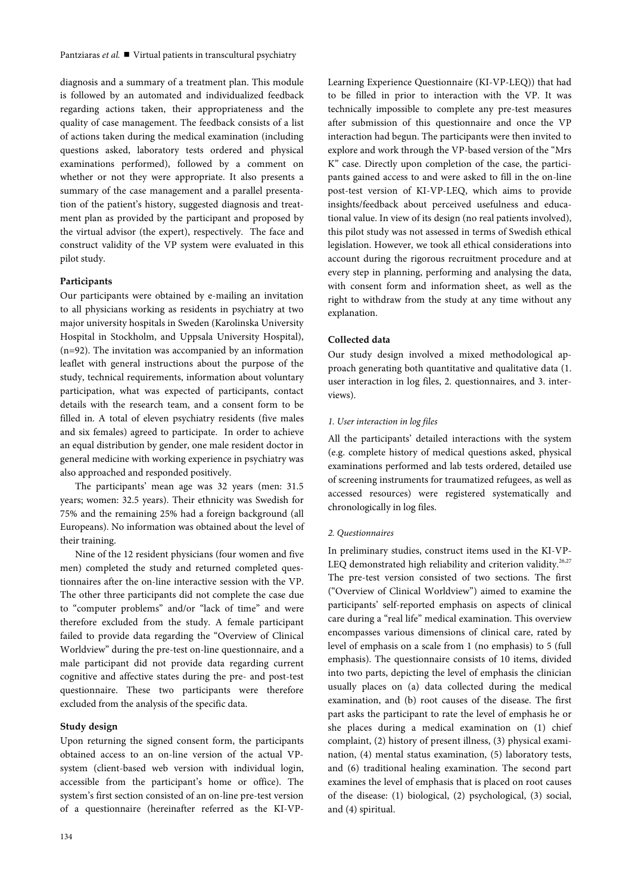diagnosis and a summary of a treatment plan. This module is followed by an automated and individualized feedback regarding actions taken, their appropriateness and the quality of case management. The feedback consists of a list of actions taken during the medical examination (including questions asked, laboratory tests ordered and physical examinations performed), followed by a comment on whether or not they were appropriate. It also presents a summary of the case management and a parallel presentation of the patient's history, suggested diagnosis and treatment plan as provided by the participant and proposed by the virtual advisor (the expert), respectively. The face and construct validity of the VP system were evaluated in this pilot study.

### Participants

Our participants were obtained by e-mailing an invitation to all physicians working as residents in psychiatry at two major university hospitals in Sweden (Karolinska University Hospital in Stockholm, and Uppsala University Hospital), (n=92). The invitation was accompanied by an information leaflet with general instructions about the purpose of the study, technical requirements, information about voluntary participation, what was expected of participants, contact details with the research team, and a consent form to be filled in. A total of eleven psychiatry residents (five males and six females) agreed to participate. In order to achieve an equal distribution by gender, one male resident doctor in general medicine with working experience in psychiatry was also approached and responded positively.

The participants' mean age was 32 years (men: 31.5 years; women: 32.5 years). Their ethnicity was Swedish for 75% and the remaining 25% had a foreign background (all Europeans). No information was obtained about the level of their training.

Nine of the 12 resident physicians (four women and five men) completed the study and returned completed questionnaires after the on-line interactive session with the VP. The other three participants did not complete the case due to "computer problems" and/or "lack of time" and were therefore excluded from the study. A female participant failed to provide data regarding the "Overview of Clinical Worldview" during the pre-test on-line questionnaire, and a male participant did not provide data regarding current cognitive and affective states during the pre- and post-test questionnaire. These two participants were therefore excluded from the analysis of the specific data.

### Study design

Upon returning the signed consent form, the participants obtained access to an on-line version of the actual VP-system (client-based web version with individual login, accessible from the participant's home or office). The system's first section consisted of an on-line pre-test version of a questionnaire (hereinafter referred as the KI-VP-Learning Experience Questionnaire (KI-VP-LEQ)) that had to be filled in prior to interaction with the VP. It was technically impossible to complete any pre-test measures after submission of this questionnaire and once the VP interaction had begun. The participants were then invited to explore and work through the VP-based version of the "Mrs K" case. Directly upon completion of the case, the participants gained access to and were asked to fill in the on-line post-test version of KI-VP-LEQ, which aims to provide insights/feedback about perceived usefulness and educational value. In view of its design (no real patients involved), this pilot study was not assessed in terms of Swedish ethical legislation. However, we took all ethical considerations into account during the rigorous recruitment procedure and at every step in planning, performing and analysing the data, with consent form and information sheet, as well as the right to withdraw from the study at any time without any explanation.

### Collected data

Our study design involved a mixed methodological approach generating both quantitative and qualitative data (1. user interaction in log files, 2. questionnaires, and 3. interviews).

#### *1. User interaction in log files*

All the participants' detailed interactions with the system (e.g. complete history of medical questions asked, physical examinations performed and lab tests ordered, detailed use of screening instruments for traumatized refugees, as well as accessed resources) were registered systematically and chronologically in log files.

#### *2. Questionnaires*

In preliminary studies, construct items used in the KI-VP-LEQ demonstrated high reliability and criterion validity.[26,27] The pre-test version consisted of two sections. The first ("Overview of Clinical Worldview") aimed to examine the participants' self-reported emphasis on aspects of clinical care during a "real life" medical examination. This overview encompasses various dimensions of clinical care, rated by level of emphasis on a scale from 1 (no emphasis) to 5 (full emphasis). The questionnaire consists of 10 items, divided into two parts, depicting the level of emphasis the clinician usually places on (a) data collected during the medical examination, and (b) root causes of the disease. The first part asks the participant to rate the level of emphasis he or she places during a medical examination on (1) chief complaint, (2) history of present illness, (3) physical examination, (4) mental status examination, (5) laboratory tests, and (6) traditional healing examination. The second part examines the level of emphasis that is placed on root causes of the disease: (1) biological, (2) psychological, (3) social, and (4) spiritual.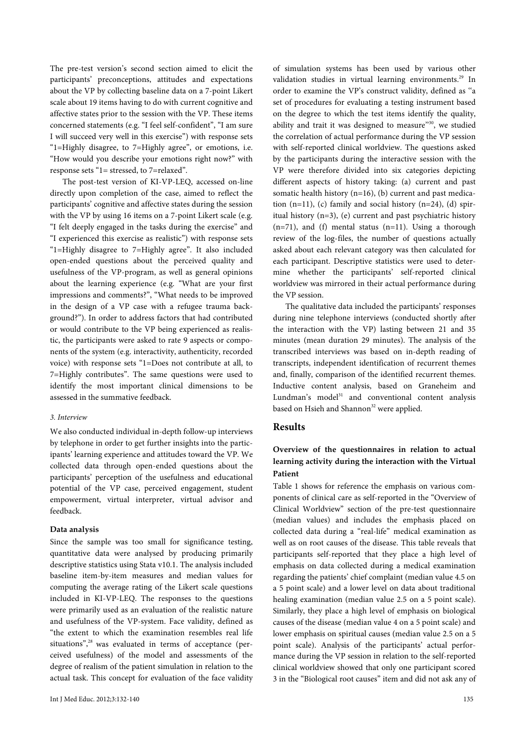The pre-test version's second section aimed to elicit the participants' preconceptions, attitudes and expectations about the VP by collecting baseline data on a 7-point Likert scale about 19 items having to do with current cognitive and affective states prior to the session with the VP. These items concerned statements (e.g. "I feel self-confident", "I am sure I will succeed very well in this exercise") with response sets "1=Highly disagree, to 7=Highly agree", or emotions, i.e. "How would you describe your emotions right now?" with response sets "1= stressed, to 7=relaxed".

The post-test version of KI-VP-LEQ, accessed on-line directly upon completion of the case, aimed to reflect the participants' cognitive and affective states during the session with the VP by using 16 items on a 7-point Likert scale (e.g. "I felt deeply engaged in the tasks during the exercise" and "I experienced this exercise as realistic") with response sets "1=Highly disagree to 7=Highly agree". It also included open-ended questions about the perceived quality and usefulness of the VP-program, as well as general opinions about the learning experience (e.g. "What are your first impressions and comments?", "What needs to be improved in the design of a VP case with a refugee trauma background?"). In order to address factors that had contributed or would contribute to the VP being experienced as realistic, the participants were asked to rate 9 aspects or components of the system (e.g. interactivity, authenticity, recorded voice) with response sets "1=Does not contribute at all, to 7=Highly contributes". The same questions were used to identify the most important clinical dimensions to be assessed in the summative feedback.

*3. Interview*

We also conducted individual in-depth follow-up interviews by telephone in order to get further insights into the participants' learning experience and attitudes toward the VP. We collected data through open-ended questions about the participants' perception of the usefulness and educational potential of the VP case, perceived engagement, student empowerment, virtual interpreter, virtual advisor and feedback.

**Data analysis**

Since the sample was too small for significance testing, quantitative data were analysed by producing primarily descriptive statistics using Stata v10.1. The analysis included baseline item-by-item measures and median values for computing the average rating of the Likert scale questions included in KI-VP-LEQ. The responses to the questions were primarily used as an evaluation of the realistic nature and usefulness of the VP-system. Face validity, defined as "the extent to which the examination resembles real life situations",[28] was evaluated in terms of acceptance (perceived usefulness) of the model and assessments of the degree of realism of the patient simulation in relation to the actual task. This concept for evaluation of the face validity of simulation systems has been used by various other validation studies in virtual learning environments.[29] In order to examine the VP's construct validity, defined as "a set of procedures for evaluating a testing instrument based on the degree to which the test items identify the quality, ability and trait it was designed to measure"[30], we studied the correlation of actual performance during the VP session with self-reported clinical worldview. The questions asked by the participants during the interactive session with the VP were therefore divided into six categories depicting different aspects of history taking: (a) current and past somatic health history (n=16), (b) current and past medication (n=11), (c) family and social history (n=24), (d) spiritual history (n=3), (e) current and past psychiatric history (n=71), and (f) mental status (n=11). Using a thorough review of the log-files, the number of questions actually asked about each relevant category was then calculated for each participant. Descriptive statistics were used to determine whether the participants' self-reported clinical worldview was mirrored in their actual performance during the VP session.

The qualitative data included the participants' responses during nine telephone interviews (conducted shortly after the interaction with the VP) lasting between 21 and 35 minutes (mean duration 29 minutes). The analysis of the transcribed interviews was based on in-depth reading of transcripts, independent identification of recurrent themes and, finally, comparison of the identified recurrent themes. Inductive content analysis, based on Graneheim and Lundman's model[31] and conventional content analysis based on Hsieh and Shannon[32] were applied.

## Results

### Overview of the questionnaires in relation to actual learning activity during the interaction with the Virtual Patient

Table 1 shows for reference the emphasis on various components of clinical care as self-reported in the "Overview of Clinical Worldview" section of the pre-test questionnaire (median values) and includes the emphasis placed on collected data during a "real-life" medical examination as well as on root causes of the disease. This table reveals that participants self-reported that they place a high level of emphasis on data collected during a medical examination regarding the patients' chief complaint (median value 4.5 on a 5 point scale) and a lower level on data about traditional healing examination (median value 2.5 on a 5 point scale). Similarly, they place a high level of emphasis on biological causes of the disease (median value 4 on a 5 point scale) and lower emphasis on spiritual causes (median value 2.5 on a 5 point scale). Analysis of the participants' actual performance during the VP session in relation to the self-reported clinical worldview showed that only one participant scored 3 in the "Biological root causes" item and did not ask any of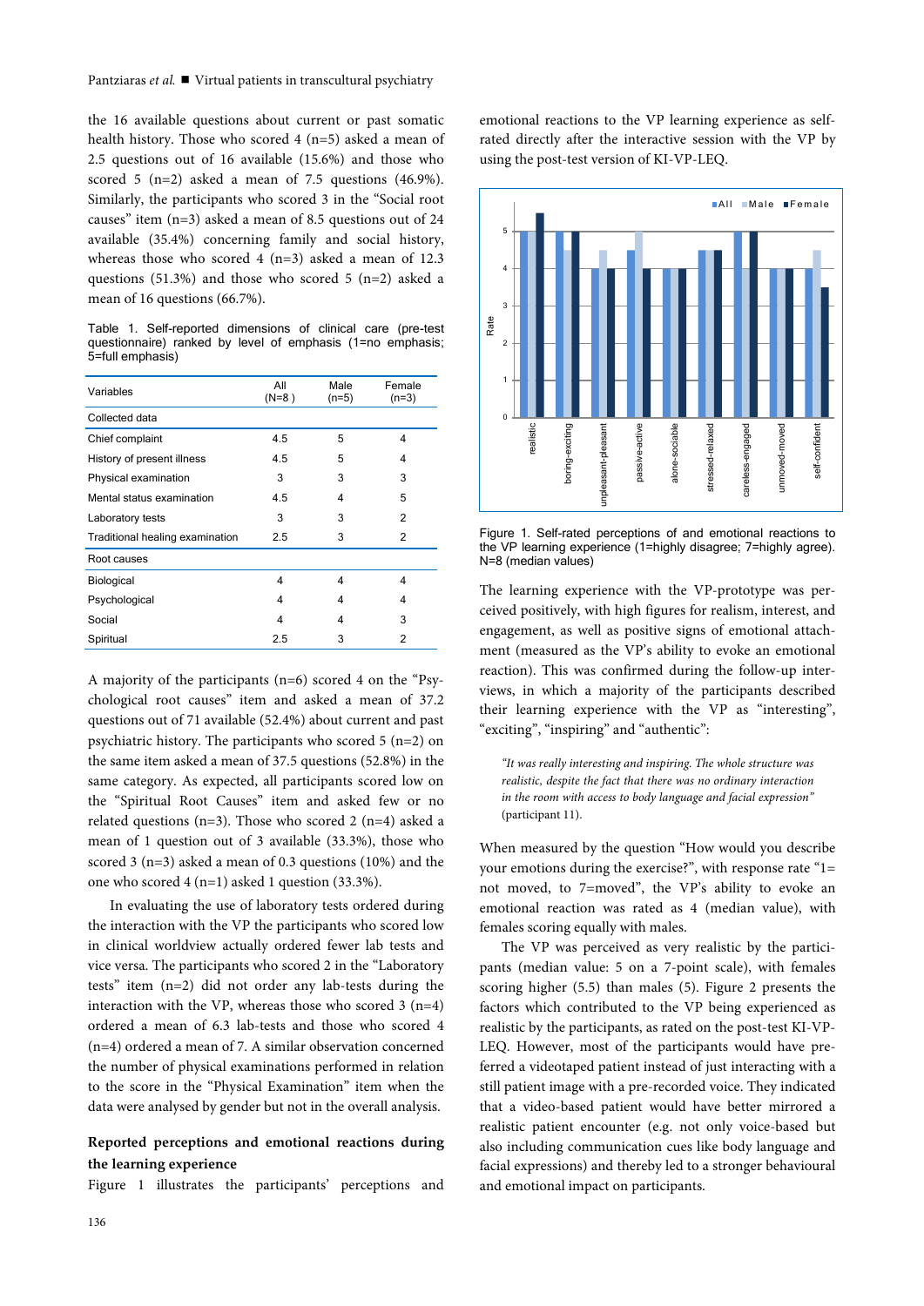the 16 available questions about current or past somatic health history. Those who scored 4 (n=5) asked a mean of 2.5 questions out of 16 available (15.6%) and those who scored 5 (n=2) asked a mean of 7.5 questions (46.9%). Similarly, the participants who scored 3 in the "Social root causes" item (n=3) asked a mean of 8.5 questions out of 24 available (35.4%) concerning family and social history, whereas those who scored 4 (n=3) asked a mean of 12.3 questions (51.3%) and those who scored 5 (n=2) asked a mean of 16 questions (66.7%).

Table 1. Self-reported dimensions of clinical care (pre-test questionnaire) ranked by level of emphasis (1=no emphasis; 5=full emphasis)

| Variables | All (N=8) | Male (n=5) | Female (n=3) |
|---|---|---|---|
| Collected data | | | |
| Chief complaint | 4.5 | 5 | 4 |
| History of present illness | 4.5 | 5 | 4 |
| Physical examination | 3 | 3 | 3 |
| Mental status examination | 4.5 | 4 | 5 |
| Laboratory tests | 3 | 3 | 2 |
| Traditional healing examination | 2.5 | 3 | 2 |
| Root causes | | | |
| Biological | 4 | 4 | 4 |
| Psychological | 4 | 4 | 4 |
| Social | 4 | 4 | 3 |
| Spiritual | 2.5 | 3 | 2 |

A majority of the participants (n=6) scored 4 on the "Psychological root causes" item and asked a mean of 37.2 questions out of 71 available (52.4%) about current and past psychiatric history. The participants who scored 5 (n=2) on the same item asked a mean of 37.5 questions (52.8%) in the same category. As expected, all participants scored low on the "Spiritual Root Causes" item and asked few or no related questions (n=3). Those who scored 2 (n=4) asked a mean of 1 question out of 3 available (33.3%), those who scored 3 (n=3) asked a mean of 0.3 questions (10%) and the one who scored 4 (n=1) asked 1 question (33.3%).

In evaluating the use of laboratory tests ordered during the interaction with the VP the participants who scored low in clinical worldview actually ordered fewer lab tests and vice versa. The participants who scored 2 in the "Laboratory tests" item (n=2) did not order any lab-tests during the interaction with the VP, whereas those who scored 3 (n=4) ordered a mean of 6.3 lab-tests and those who scored 4 (n=4) ordered a mean of 7. A similar observation concerned the number of physical examinations performed in relation to the score in the "Physical Examination" item when the data were analysed by gender but not in the overall analysis.

**Reported perceptions and emotional reactions during the learning experience**

Figure 1 illustrates the participants' perceptions and emotional reactions to the VP learning experience as self-rated directly after the interactive session with the VP by using the post-test version of KI-VP-LEQ.

Figure 1. Self-rated perceptions of and emotional reactions to the VP learning experience (1=highly disagree; 7=highly agree). N=8 (median values)

The learning experience with the VP-prototype was perceived positively, with high figures for realism, interest, and engagement, as well as positive signs of emotional attachment (measured as the VP's ability to evoke an emotional reaction). This was confirmed during the follow-up interviews, in which a majority of the participants described their learning experience with the VP as "interesting", "exciting", "inspiring" and "authentic":

> *"It was really interesting and inspiring. The whole structure was realistic, despite the fact that there was no ordinary interaction in the room with access to body language and facial expression"* (participant 11).

When measured by the question "How would you describe your emotions during the exercise?", with response rate "1= not moved, to 7=moved", the VP's ability to evoke an emotional reaction was rated as 4 (median value), with females scoring equally with males.

The VP was perceived as very realistic by the participants (median value: 5 on a 7-point scale), with females scoring higher (5.5) than males (5). Figure 2 presents the factors which contributed to the VP being experienced as realistic by the participants, as rated on the post-test KI-VP-LEQ. However, most of the participants would have preferred a videotaped patient instead of just interacting with a still patient image with a pre-recorded voice. They indicated that a video-based patient would have better mirrored a realistic patient encounter (e.g. not only voice-based but also including communication cues like body language and facial expressions) and thereby led to a stronger behavioural and emotional impact on participants.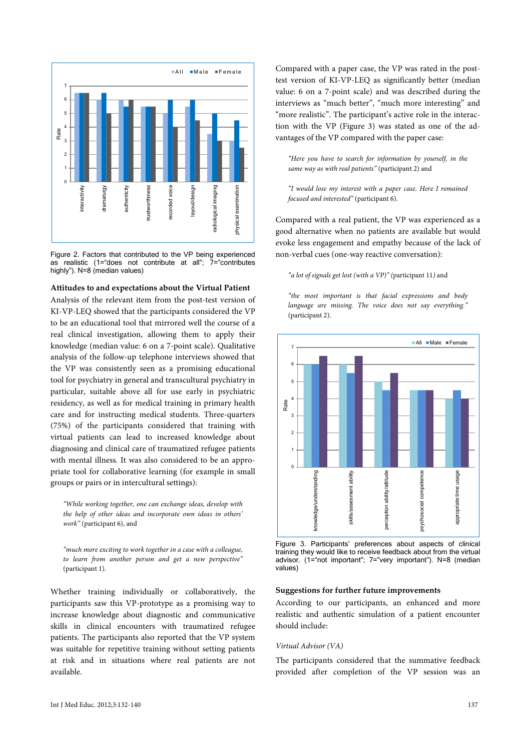Figure 2. Factors that contributed to the VP being experienced as realistic (1="does not contribute at all"; 7="contributes highly"). N=8 (median values)

### Attitudes to and expectations about the Virtual Patient

Analysis of the relevant item from the post-test version of KI-VP-LEQ showed that the participants considered the VP to be an educational tool that mirrored well the course of a real clinical investigation, allowing them to apply their knowledge (median value: 6 on a 7-point scale). Qualitative analysis of the follow-up telephone interviews showed that the VP was consistently seen as a promising educational tool for psychiatry in general and transcultural psychiatry in particular, suitable above all for use early in psychiatric residency, as well as for medical training in primary health care and for instructing medical students. Three-quarters (75%) of the participants considered that training with virtual patients can lead to increased knowledge about diagnosing and clinical care of traumatized refugee patients with mental illness. It was also considered to be an appropriate tool for collaborative learning (for example in small groups or pairs or in intercultural settings):

> *"While working together, one can exchange ideas, develop with the help of other ideas and incorporate own ideas in others' work"* (participant 6), and

> *"much more exciting to work together in a case with a colleague, to learn from another person and get a new perspective"* (participant 1).

Whether training individually or collaboratively, the participants saw this VP-prototype as a promising way to increase knowledge about diagnostic and communicative skills in clinical encounters with traumatized refugee patients. The participants also reported that the VP system was suitable for repetitive training without setting patients at risk and in situations where real patients are not available.

Compared with a paper case, the VP was rated in the post-test version of KI-VP-LEQ as significantly better (median value: 6 on a 7-point scale) and was described during the interviews as "much better", "much more interesting" and "more realistic". The participant's active role in the interaction with the VP (Figure 3) was stated as one of the advantages of the VP compared with the paper case:

> *"Here you have to search for information by yourself, in the same way as with real patients"* (participant 2) and

> *"I would lose my interest with a paper case. Here I remained focused and interested"* (participant 6).

Compared with a real patient, the VP was experienced as a good alternative when no patients are available but would evoke less engagement and empathy because of the lack of non-verbal cues (one-way reactive conversation):

> *"a lot of signals get lost (with a VP)"* (participant 11) and

> *"the most important is that facial expressions and body language are missing. The voice does not say everything."* (participant 2).

Figure 3. Participants' preferences about aspects of clinical training they would like to receive feedback about from the virtual advisor. (1="not important"; 7="very important"). N=8 (median values)

### Suggestions for further future improvements

According to our participants, an enhanced and more realistic and authentic simulation of a patient encounter should include:

*Virtual Advisor (VA)*

The participants considered that the summative feedback provided after completion of the VP session was an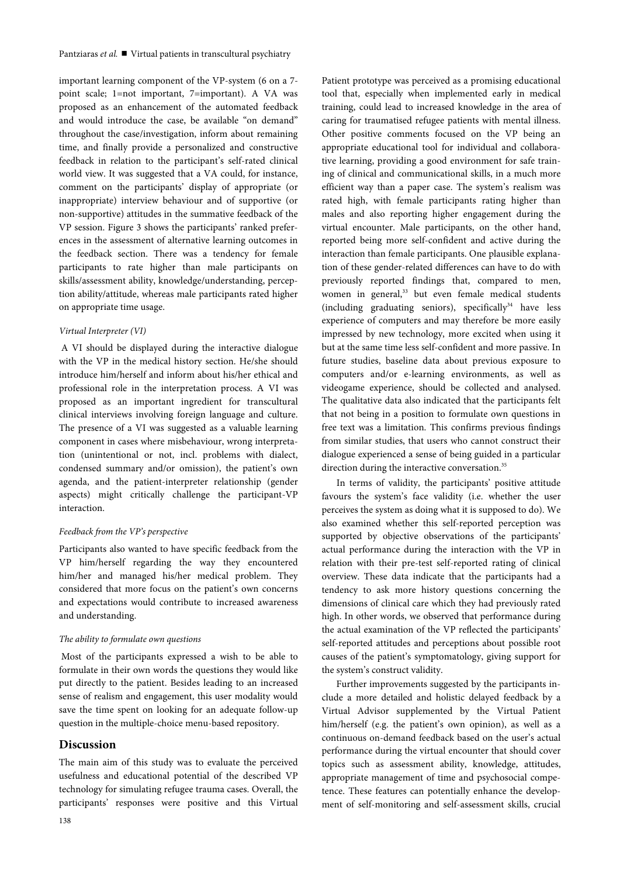important learning component of the VP-system (6 on a 7-point scale; 1=not important, 7=important). A VA was proposed as an enhancement of the automated feedback and would introduce the case, be available "on demand" throughout the case/investigation, inform about remaining time, and finally provide a personalized and constructive feedback in relation to the participant's self-rated clinical world view. It was suggested that a VA could, for instance, comment on the participants' display of appropriate (or inappropriate) interview behaviour and of supportive (or non-supportive) attitudes in the summative feedback of the VP session. Figure 3 shows the participants' ranked preferences in the assessment of alternative learning outcomes in the feedback section. There was a tendency for female participants to rate higher than male participants on skills/assessment ability, knowledge/understanding, perception ability/attitude, whereas male participants rated higher on appropriate time usage.

#### *Virtual Interpreter (VI)*

A VI should be displayed during the interactive dialogue with the VP in the medical history section. He/she should introduce him/herself and inform about his/her ethical and professional role in the interpretation process. A VI was proposed as an important ingredient for transcultural clinical interviews involving foreign language and culture. The presence of a VI was suggested as a valuable learning component in cases where misbehaviour, wrong interpretation (unintentional or not, incl. problems with dialect, condensed summary and/or omission), the patient's own agenda, and the patient-interpreter relationship (gender aspects) might critically challenge the participant-VP interaction.

#### *Feedback from the VP's perspective*

Participants also wanted to have specific feedback from the VP him/herself regarding the way they encountered him/her and managed his/her medical problem. They considered that more focus on the patient's own concerns and expectations would contribute to increased awareness and understanding.

#### *The ability to formulate own questions*

Most of the participants expressed a wish to be able to formulate in their own words the questions they would like put directly to the patient. Besides leading to an increased sense of realism and engagement, this user modality would save the time spent on looking for an adequate follow-up question in the multiple-choice menu-based repository.

## Discussion

The main aim of this study was to evaluate the perceived usefulness and educational potential of the described VP technology for simulating refugee trauma cases. Overall, the participants' responses were positive and this Virtual Patient prototype was perceived as a promising educational tool that, especially when implemented early in medical training, could lead to increased knowledge in the area of caring for traumatised refugee patients with mental illness. Other positive comments focused on the VP being an appropriate educational tool for individual and collaborative learning, providing a good environment for safe training of clinical and communicational skills, in a much more efficient way than a paper case. The system's realism was rated high, with female participants rating higher than males and also reporting higher engagement during the virtual encounter. Male participants, on the other hand, reported being more self-confident and active during the interaction than female participants. One plausible explanation of these gender-related differences can have to do with previously reported findings that, compared to men, women in general,[33] but even female medical students (including graduating seniors), specifically[34] have less experience of computers and may therefore be more easily impressed by new technology, more excited when using it but at the same time less self-confident and more passive. In future studies, baseline data about previous exposure to computers and/or e-learning environments, as well as videogame experience, should be collected and analysed. The qualitative data also indicated that the participants felt that not being in a position to formulate own questions in free text was a limitation. This confirms previous findings from similar studies, that users who cannot construct their dialogue experienced a sense of being guided in a particular direction during the interactive conversation.[35]

In terms of validity, the participants' positive attitude favours the system's face validity (i.e. whether the user perceives the system as doing what it is supposed to do). We also examined whether this self-reported perception was supported by objective observations of the participants' actual performance during the interaction with the VP in relation with their pre-test self-reported rating of clinical overview. These data indicate that the participants had a tendency to ask more history questions concerning the dimensions of clinical care which they had previously rated high. In other words, we observed that performance during the actual examination of the VP reflected the participants' self-reported attitudes and perceptions about possible root causes of the patient's symptomatology, giving support for the system's construct validity.

Further improvements suggested by the participants include a more detailed and holistic delayed feedback by a Virtual Advisor supplemented by the Virtual Patient him/herself (e.g. the patient's own opinion), as well as a continuous on-demand feedback based on the user's actual performance during the virtual encounter that should cover topics such as assessment ability, knowledge, attitudes, appropriate management of time and psychosocial competence. These features can potentially enhance the development of self-monitoring and self-assessment skills, crucial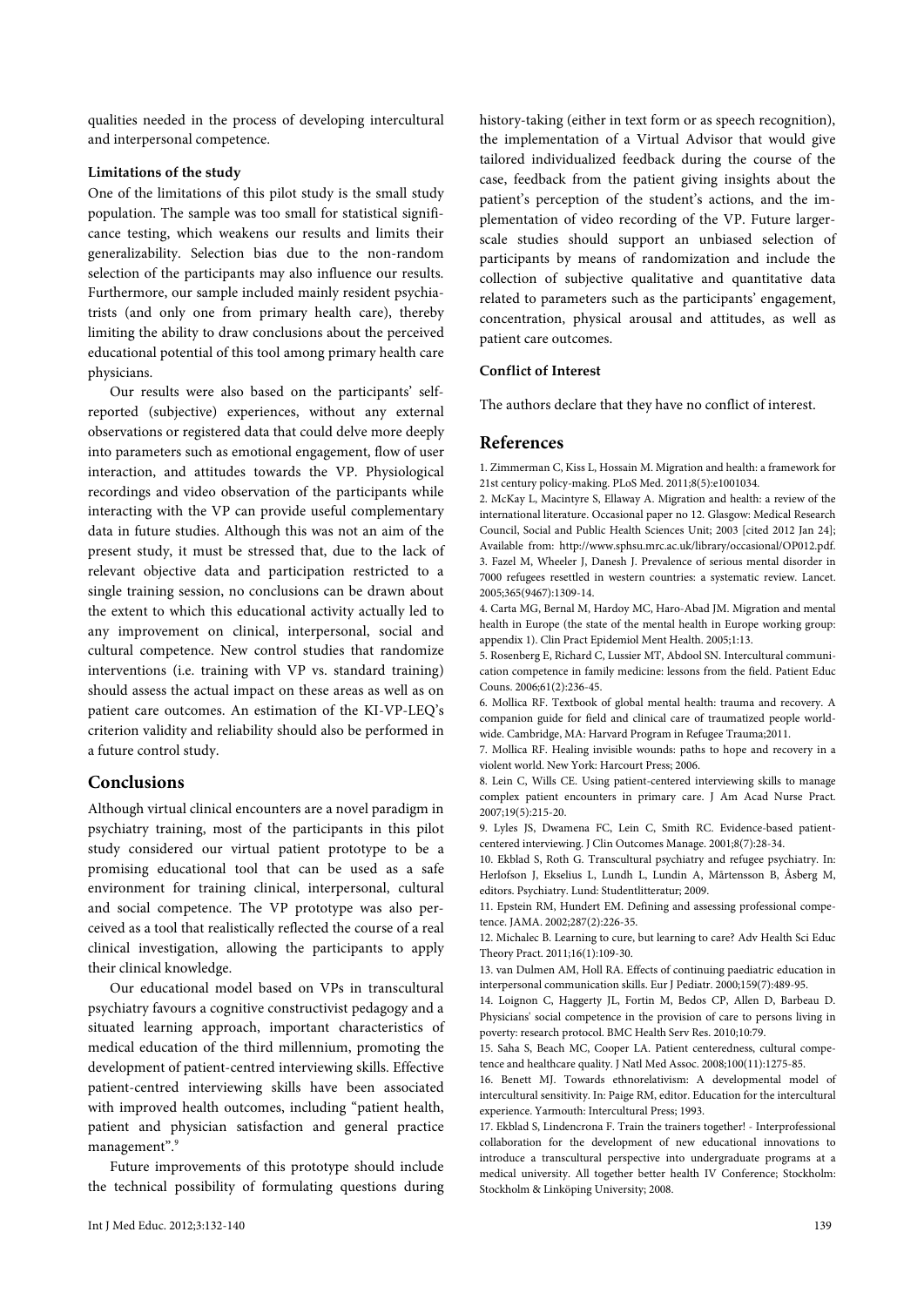qualities needed in the process of developing intercultural and interpersonal competence.

**Limitations of the study**

One of the limitations of this pilot study is the small study population. The sample was too small for statistical significance testing, which weakens our results and limits their generalizability. Selection bias due to the non-random selection of the participants may also influence our results. Furthermore, our sample included mainly resident psychiatrists (and only one from primary health care), thereby limiting the ability to draw conclusions about the perceived educational potential of this tool among primary health care physicians.

Our results were also based on the participants' self-reported (subjective) experiences, without any external observations or registered data that could delve more deeply into parameters such as emotional engagement, flow of user interaction, and attitudes towards the VP. Physiological recordings and video observation of the participants while interacting with the VP can provide useful complementary data in future studies. Although this was not an aim of the present study, it must be stressed that, due to the lack of relevant objective data and participation restricted to a single training session, no conclusions can be drawn about the extent to which this educational activity actually led to any improvement on clinical, interpersonal, social and cultural competence. New control studies that randomize interventions (i.e. training with VP vs. standard training) should assess the actual impact on these areas as well as on patient care outcomes. An estimation of the KI-VP-LEQ's criterion validity and reliability should also be performed in a future control study.

## Conclusions

Although virtual clinical encounters are a novel paradigm in psychiatry training, most of the participants in this pilot study considered our virtual patient prototype to be a promising educational tool that can be used as a safe environment for training clinical, interpersonal, cultural and social competence. The VP prototype was also perceived as a tool that realistically reflected the course of a real clinical investigation, allowing the participants to apply their clinical knowledge.

Our educational model based on VPs in transcultural psychiatry favours a cognitive constructivist pedagogy and a situated learning approach, important characteristics of medical education of the third millennium, promoting the development of patient-centred interviewing skills. Effective patient-centred interviewing skills have been associated with improved health outcomes, including "patient health, patient and physician satisfaction and general practice management".[9]

Future improvements of this prototype should include the technical possibility of formulating questions during history-taking (either in text form or as speech recognition), the implementation of a Virtual Advisor that would give tailored individualized feedback during the course of the case, feedback from the patient giving insights about the patient's perception of the student's actions, and the implementation of video recording of the VP. Future larger-scale studies should support an unbiased selection of participants by means of randomization and include the collection of subjective qualitative and quantitative data related to parameters such as the participants' engagement, concentration, physical arousal and attitudes, as well as patient care outcomes.

**Conflict of Interest**

The authors declare that they have no conflict of interest.

## References

1. Zimmerman C, Kiss L, Hossain M. Migration and health: a framework for 21st century policy-making. PLoS Med. 2011;8(5):e1001034.
2. McKay L, Macintyre S, Ellaway A. Migration and health: a review of the international literature. Occasional paper no 12. Glasgow: Medical Research Council, Social and Public Health Sciences Unit; 2003 [cited 2012 Jan 24]; Available from: http://www.sphsu.mrc.ac.uk/library/occasional/OP012.pdf.
3. Fazel M, Wheeler J, Danesh J. Prevalence of serious mental disorder in 7000 refugees resettled in western countries: a systematic review. Lancet. 2005;365(9467):1309-14.
4. Carta MG, Bernal M, Hardoy MC, Haro-Abad JM. Migration and mental health in Europe (the state of the mental health in Europe working group: appendix 1). Clin Pract Epidemiol Ment Health. 2005;1:13.
5. Rosenberg E, Richard C, Lussier MT, Abdool SN. Intercultural communication competence in family medicine: lessons from the field. Patient Educ Couns. 2006;61(2):236-45.
6. Mollica RF. Textbook of global mental health: trauma and recovery. A companion guide for field and clinical care of traumatized people worldwide. Cambridge, MA: Harvard Program in Refugee Trauma;2011.
7. Mollica RF. Healing invisible wounds: paths to hope and recovery in a violent world. New York: Harcourt Press; 2006.
8. Lein C, Wills CE. Using patient-centered interviewing skills to manage complex patient encounters in primary care. J Am Acad Nurse Pract. 2007;19(5):215-20.
9. Lyles JS, Dwamena FC, Lein C, Smith RC. Evidence-based patient-centered interviewing. J Clin Outcomes Manage. 2001;8(7):28-34.
10. Ekblad S, Roth G. Transcultural psychiatry and refugee psychiatry. In: Herlofson J, Ekselius L, Lundh L, Lundin A, Mårtensson B, Åsberg M, editors. Psychiatry. Lund: Studentlitteratur; 2009.
11. Epstein RM, Hundert EM. Defining and assessing professional competence. JAMA. 2002;287(2):226-35.
12. Michalec B. Learning to cure, but learning to care? Adv Health Sci Educ Theory Pract. 2011;16(1):109-30.
13. van Dulmen AM, Holl RA. Effects of continuing paediatric education in interpersonal communication skills. Eur J Pediatr. 2000;159(7):489-95.
14. Loignon C, Haggerty JL, Fortin M, Bedos CP, Allen D, Barbeau D. Physicians' social competence in the provision of care to persons living in poverty: research protocol. BMC Health Serv Res. 2010;10:79.
15. Saha S, Beach MC, Cooper LA. Patient centeredness, cultural competence and healthcare quality. J Natl Med Assoc. 2008;100(11):1275-85.
16. Benett MJ. Towards ethnorelativism: A developmental model of intercultural sensitivity. In: Paige RM, editor. Education for the intercultural experience. Yarmouth: Intercultural Press; 1993.
17. Ekblad S, Lindencrona F. Train the trainers together! - Interprofessional collaboration for the development of new educational innovations to introduce a transcultural perspective into undergraduate programs at a medical university. All together better health IV Conference; Stockholm: Stockholm & Linköping University; 2008.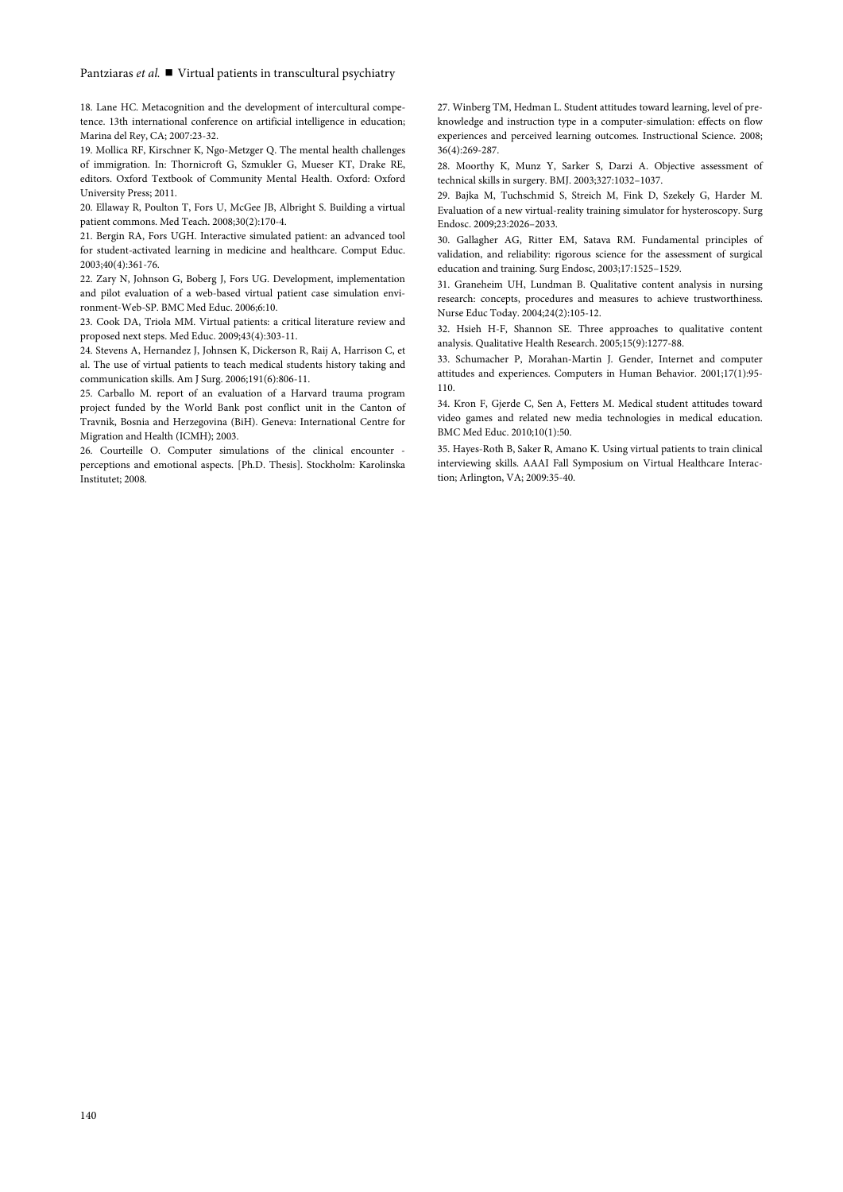18. Lane HC. Metacognition and the development of intercultural competence. 13th international conference on artificial intelligence in education; Marina del Rey, CA; 2007:23-32.

19. Mollica RF, Kirschner K, Ngo-Metzger Q. The mental health challenges of immigration. In: Thornicroft G, Szmukler G, Mueser KT, Drake RE, editors. Oxford Textbook of Community Mental Health. Oxford: Oxford University Press; 2011.

20. Ellaway R, Poulton T, Fors U, McGee JB, Albright S. Building a virtual patient commons. Med Teach. 2008;30(2):170-4.

21. Bergin RA, Fors UGH. Interactive simulated patient: an advanced tool for student-activated learning in medicine and healthcare. Comput Educ. 2003;40(4):361-76.

22. Zary N, Johnson G, Boberg J, Fors UG. Development, implementation and pilot evaluation of a web-based virtual patient case simulation environment-Web-SP. BMC Med Educ. 2006;6:10.

23. Cook DA, Triola MM. Virtual patients: a critical literature review and proposed next steps. Med Educ. 2009;43(4):303-11.

24. Stevens A, Hernandez J, Johnsen K, Dickerson R, Raij A, Harrison C, et al. The use of virtual patients to teach medical students history taking and communication skills. Am J Surg. 2006;191(6):806-11.

25. Carballo M. report of an evaluation of a Harvard trauma program project funded by the World Bank post conflict unit in the Canton of Travnik, Bosnia and Herzegovina (BiH). Geneva: International Centre for Migration and Health (ICMH); 2003.

26. Courteille O. Computer simulations of the clinical encounter - perceptions and emotional aspects. [Ph.D. Thesis]. Stockholm: Karolinska Institutet; 2008.

27. Winberg TM, Hedman L. Student attitudes toward learning, level of pre-knowledge and instruction type in a computer-simulation: effects on flow experiences and perceived learning outcomes. Instructional Science. 2008; 36(4):269-287.

28. Moorthy K, Munz Y, Sarker S, Darzi A. Objective assessment of technical skills in surgery. BMJ. 2003;327:1032–1037.

29. Bajka M, Tuchschmid S, Streich M, Fink D, Szekely G, Harder M. Evaluation of a new virtual-reality training simulator for hysteroscopy. Surg Endosc. 2009;23:2026–2033.

30. Gallagher AG, Ritter EM, Satava RM. Fundamental principles of validation, and reliability: rigorous science for the assessment of surgical education and training. Surg Endosc, 2003;17:1525–1529.

31. Graneheim UH, Lundman B. Qualitative content analysis in nursing research: concepts, procedures and measures to achieve trustworthiness. Nurse Educ Today. 2004;24(2):105-12.

32. Hsieh H-F, Shannon SE. Three approaches to qualitative content analysis. Qualitative Health Research. 2005;15(9):1277-88.

33. Schumacher P, Morahan-Martin J. Gender, Internet and computer attitudes and experiences. Computers in Human Behavior. 2001;17(1):95-110.

34. Kron F, Gjerde C, Sen A, Fetters M. Medical student attitudes toward video games and related new media technologies in medical education. BMC Med Educ. 2010;10(1):50.

35. Hayes-Roth B, Saker R, Amano K. Using virtual patients to train clinical interviewing skills. AAAI Fall Symposium on Virtual Healthcare Interaction; Arlington, VA; 2009:35-40.